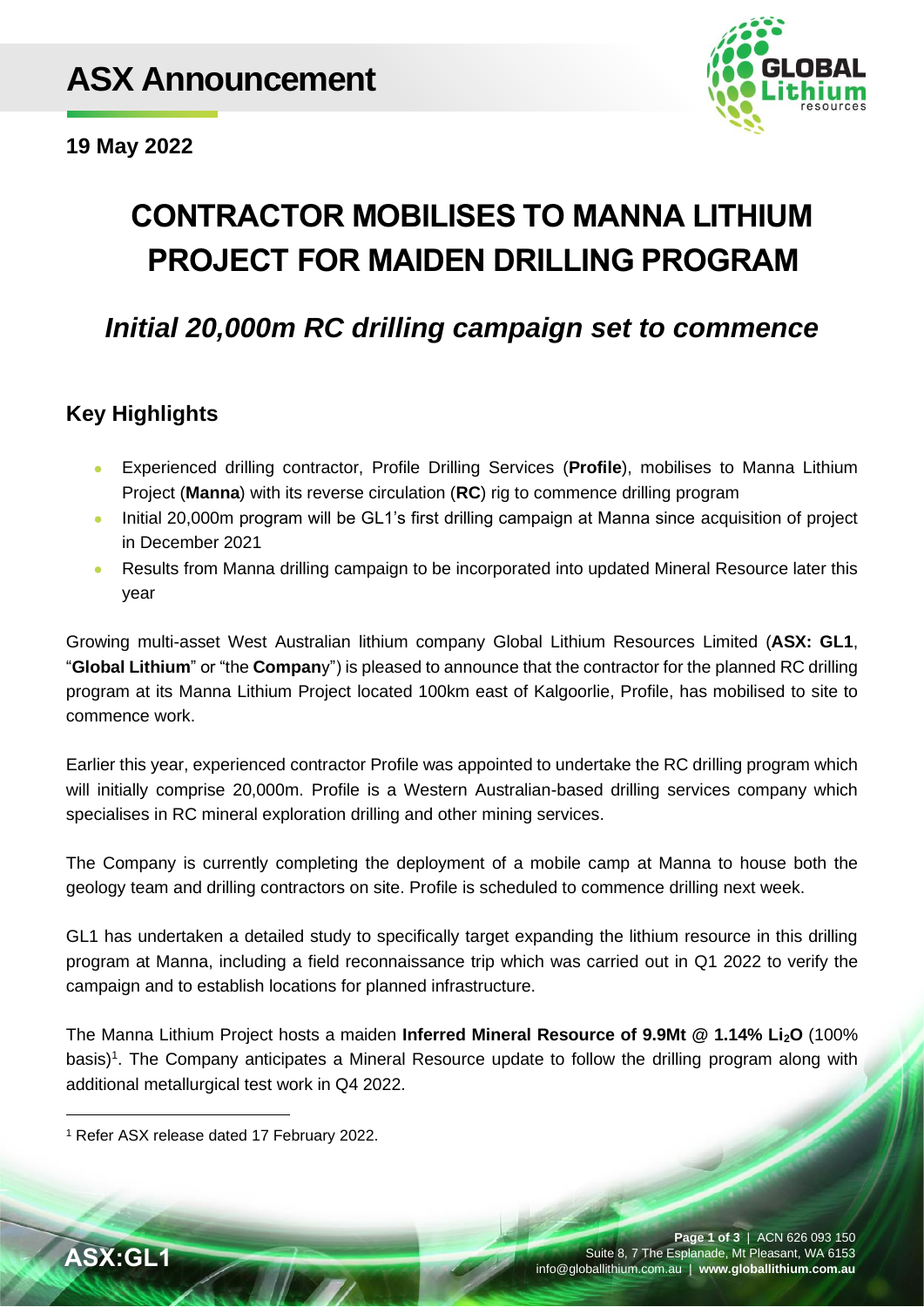# ASX Announcement

**19 May 2022**

# CONTRACTOR MOBILISES TO MANNA LITHIUM PROJECT FOR MAIDEN DRILLING PROGRAM

## *Initial 20,000m RC drilling campaign set to commence*

## Key Highlights

- Experienced drilling contractor, Profile Drilling Services (**Profile**), mobilises to Manna Lithium Project (**Manna**) with its reverse circulation (**RC**) rig to commence drilling program
- Initial 20,000m program will be GL1's first drilling campaign at Manna since acquisition of project in December 2021
- Results from Manna drilling campaign to be incorporated into updated Mineral Resource later this year

Growing multi-asset West Australian lithium company Global Lithium Resources Limited (**ASX: GL1**, "**Global Lithium**" or "the **Compan**y") is pleased to announce that the contractor for the planned RC drilling program at its Manna Lithium Project located 100km east of Kalgoorlie, Profile, has mobilised to site to commence work.

Earlier this year, experienced contractor Profile was appointed to undertake the RC drilling program which will initially comprise 20,000m. Profile is a Western Australian-based drilling services company which specialises in RC mineral exploration drilling and other mining services.

The Company is currently completing the deployment of a mobile camp at Manna to house both the geology team and drilling contractors on site. Profile is scheduled to commence drilling next week.

GL1 has undertaken a detailed study to specifically target expanding the lithium resource in this drilling program at Manna, including a field reconnaissance trip which was carried out in Q1 2022 to verify the campaign and to establish locations for planned infrastructure.

The Manna Lithium Project hosts a maiden **Inferred Mineral Resource of 9.9Mt @ 1.14% $Li_2O$** (100% basis)[1]. The Company anticipates a Mineral Resource update to follow the drilling program along with additional metallurgical test work in Q4 2022.

[1] Refer ASX release dated 17 February 2022.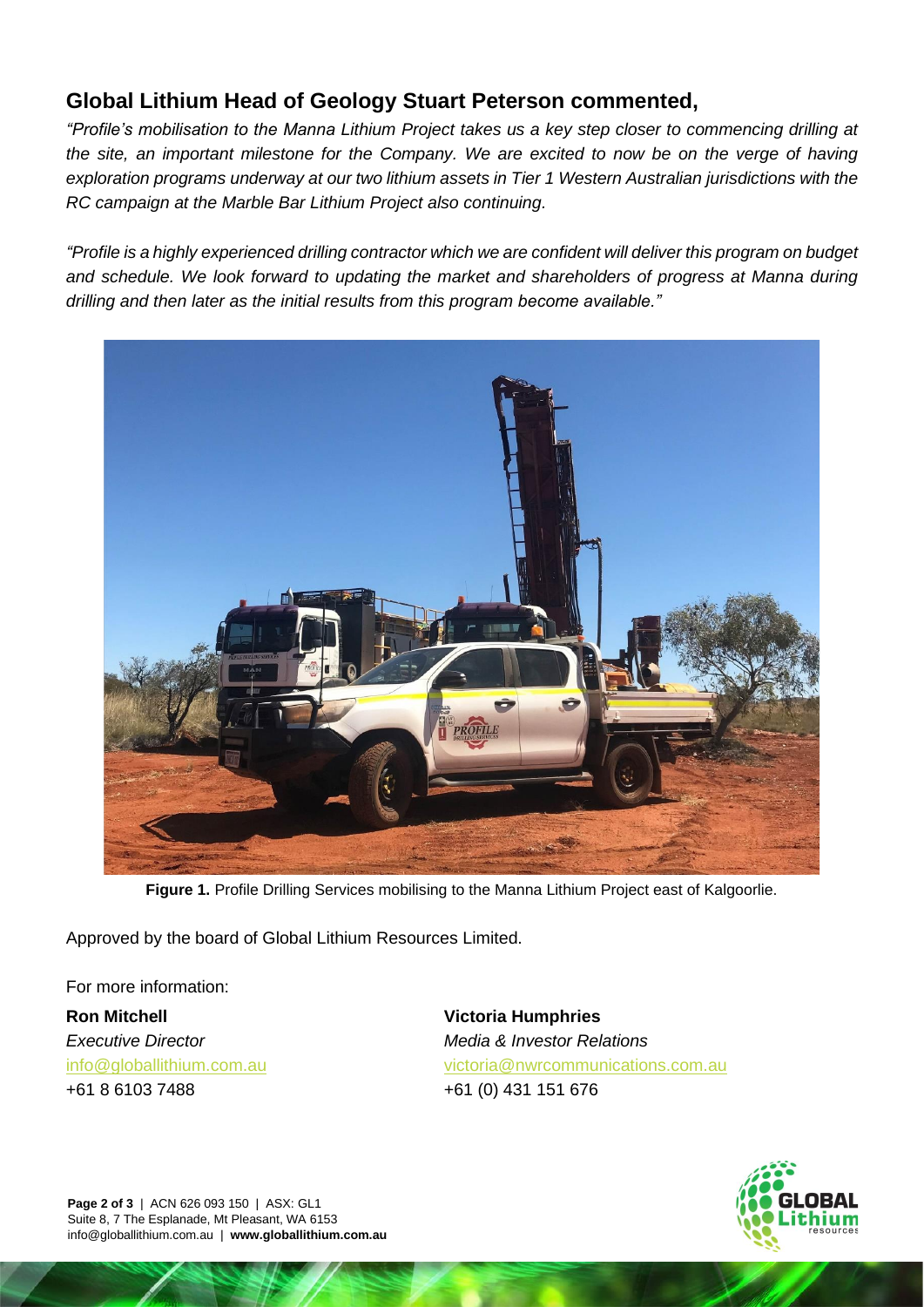## Global Lithium Head of Geology Stuart Peterson commented,

*"Profile's mobilisation to the Manna Lithium Project takes us a key step closer to commencing drilling at the site, an important milestone for the Company. We are excited to now be on the verge of having exploration programs underway at our two lithium assets in Tier 1 Western Australian jurisdictions with the RC campaign at the Marble Bar Lithium Project also continuing.*

*"Profile is a highly experienced drilling contractor which we are confident will deliver this program on budget and schedule. We look forward to updating the market and shareholders of progress at Manna during drilling and then later as the initial results from this program become available."*

**Figure 1.** Profile Drilling Services mobilising to the Manna Lithium Project east of Kalgoorlie.

Approved by the board of Global Lithium Resources Limited.

For more information:

**Ron Mitchell**
*Executive Director*
info@globallithium.com.au
+61 8 6103 7488

**Victoria Humphries**
*Media & Investor Relations*
victoria@nwrcommunications.com.au
+61 (0) 431 151 676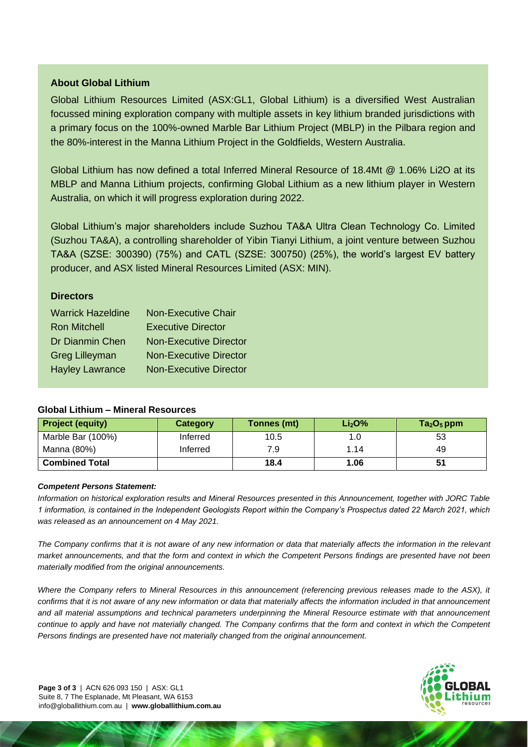### About Global Lithium

Global Lithium Resources Limited (ASX:GL1, Global Lithium) is a diversified West Australian focussed mining exploration company with multiple assets in key lithium branded jurisdictions with a primary focus on the 100%-owned Marble Bar Lithium Project (MBLP) in the Pilbara region and the 80%-interest in the Manna Lithium Project in the Goldfields, Western Australia.

Global Lithium has now defined a total Inferred Mineral Resource of 18.4Mt @ 1.06% Li2O at its MBLP and Manna Lithium projects, confirming Global Lithium as a new lithium player in Western Australia, on which it will progress exploration during 2022.

Global Lithium's major shareholders include Suzhou TA&A Ultra Clean Technology Co. Limited (Suzhou TA&A), a controlling shareholder of Yibin Tianyi Lithium, a joint venture between Suzhou TA&A (SZSE: 300390) (75%) and CATL (SZSE: 300750) (25%), the world's largest EV battery producer, and ASX listed Mineral Resources Limited (ASX: MIN).

### Directors

| | |
|---|---|
| Warrick Hazeldine | Non-Executive Chair |
| Ron Mitchell | Executive Director |
| Dr Dianmin Chen | Non-Executive Director |
| Greg Lilleyman | Non-Executive Director |
| Hayley Lawrance | Non-Executive Director |

### Global Lithium – Mineral Resources

| Project (equity) | Category | Tonnes (mt) | $Li_2O$% | $Ta_2O_5$ ppm |
|---|---|---|---|---|
| Marble Bar (100%) | Inferred | 10.5 | 1.0 | 53 |
| Manna (80%) | Inferred | 7.9 | 1.14 | 49 |
| **Combined Total** | | **18.4** | **1.06** | **51** |

***Competent Persons Statement:***

*Information on historical exploration results and Mineral Resources presented in this Announcement, together with JORC Table 1 information, is contained in the Independent Geologists Report within the Company's Prospectus dated 22 March 2021, which was released as an announcement on 4 May 2021.*

*The Company confirms that it is not aware of any new information or data that materially affects the information in the relevant market announcements, and that the form and context in which the Competent Persons findings are presented have not been materially modified from the original announcements.*

*Where the Company refers to Mineral Resources in this announcement (referencing previous releases made to the ASX), it confirms that it is not aware of any new information or data that materially affects the information included in that announcement and all material assumptions and technical parameters underpinning the Mineral Resource estimate with that announcement continue to apply and have not materially changed. The Company confirms that the form and context in which the Competent Persons findings are presented have not materially changed from the original announcement.*